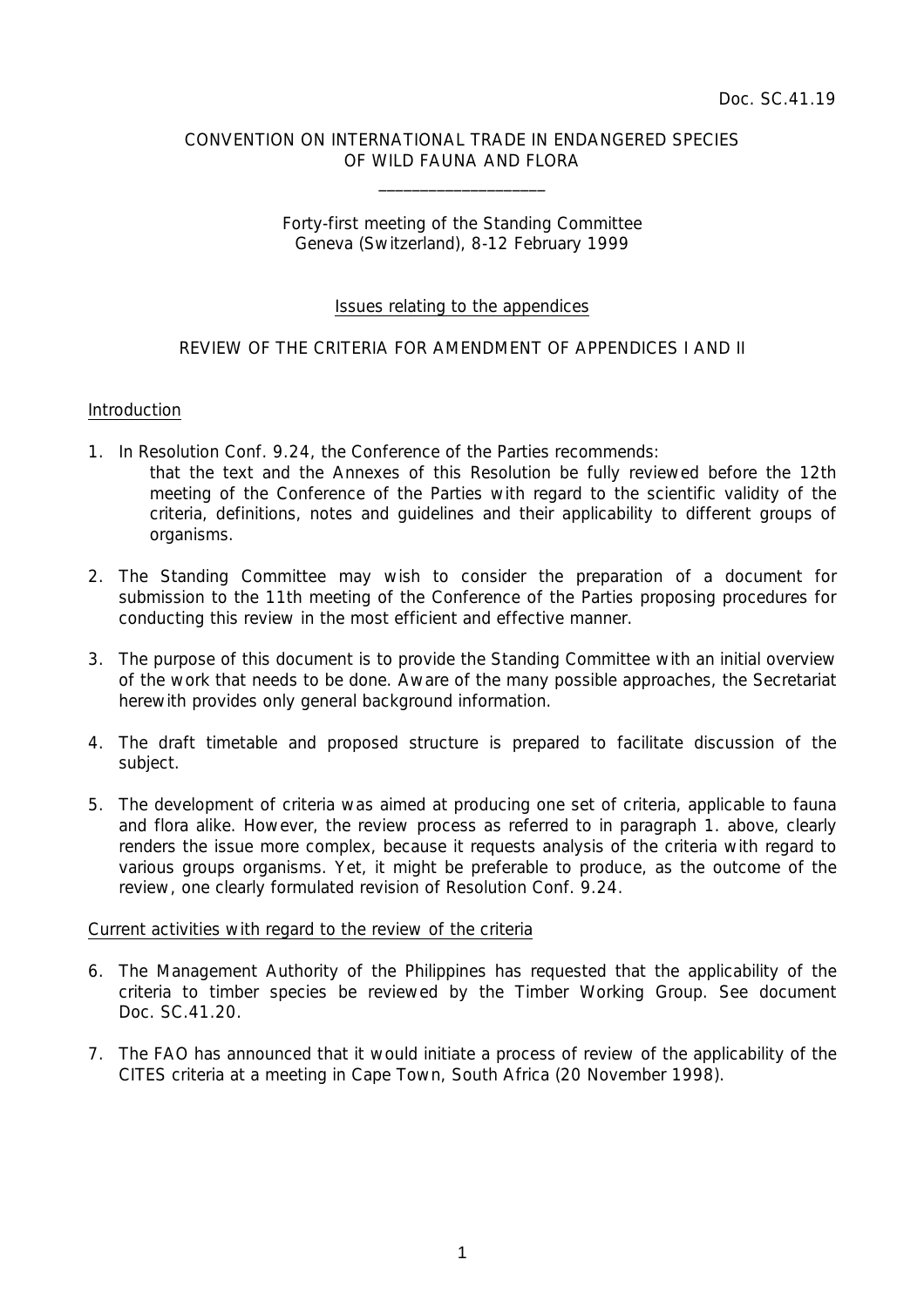Doc. SC.41.19

CONVENTION ON INTERNATIONAL TRADE IN ENDANGERED SPECIES
OF WILD FAUNA AND FLORA

\_\_\_\_\_\_\_\_\_\_\_\_\_\_\_\_\_\_\_\_

Forty-first meeting of the Standing Committee
Geneva (Switzerland), 8-12 February 1999

Issues relating to the appendices

REVIEW OF THE CRITERIA FOR AMENDMENT OF APPENDICES I AND II

Introduction

1. In Resolution Conf. 9.24, the Conference of the Parties recommends:

   that the text and the Annexes of this Resolution be fully reviewed before the 12th meeting of the Conference of the Parties with regard to the scientific validity of the criteria, definitions, notes and guidelines and their applicability to different groups of organisms.

2. The Standing Committee may wish to consider the preparation of a document for submission to the 11th meeting of the Conference of the Parties proposing procedures for conducting this review in the most efficient and effective manner.

3. The purpose of this document is to provide the Standing Committee with an initial overview of the work that needs to be done. Aware of the many possible approaches, the Secretariat herewith provides only general background information.

4. The draft timetable and proposed structure is prepared to facilitate discussion of the subject.

5. The development of criteria was aimed at producing one set of criteria, applicable to fauna and flora alike. However, the review process as referred to in paragraph 1. above, clearly renders the issue more complex, because it requests analysis of the criteria with regard to various groups organisms. Yet, it might be preferable to produce, as the outcome of the review, one clearly formulated revision of Resolution Conf. 9.24.

Current activities with regard to the review of the criteria

6. The Management Authority of the Philippines has requested that the applicability of the criteria to timber species be reviewed by the Timber Working Group. See document Doc. SC.41.20.

7. The FAO has announced that it would initiate a process of review of the applicability of the CITES criteria at a meeting in Cape Town, South Africa (20 November 1998).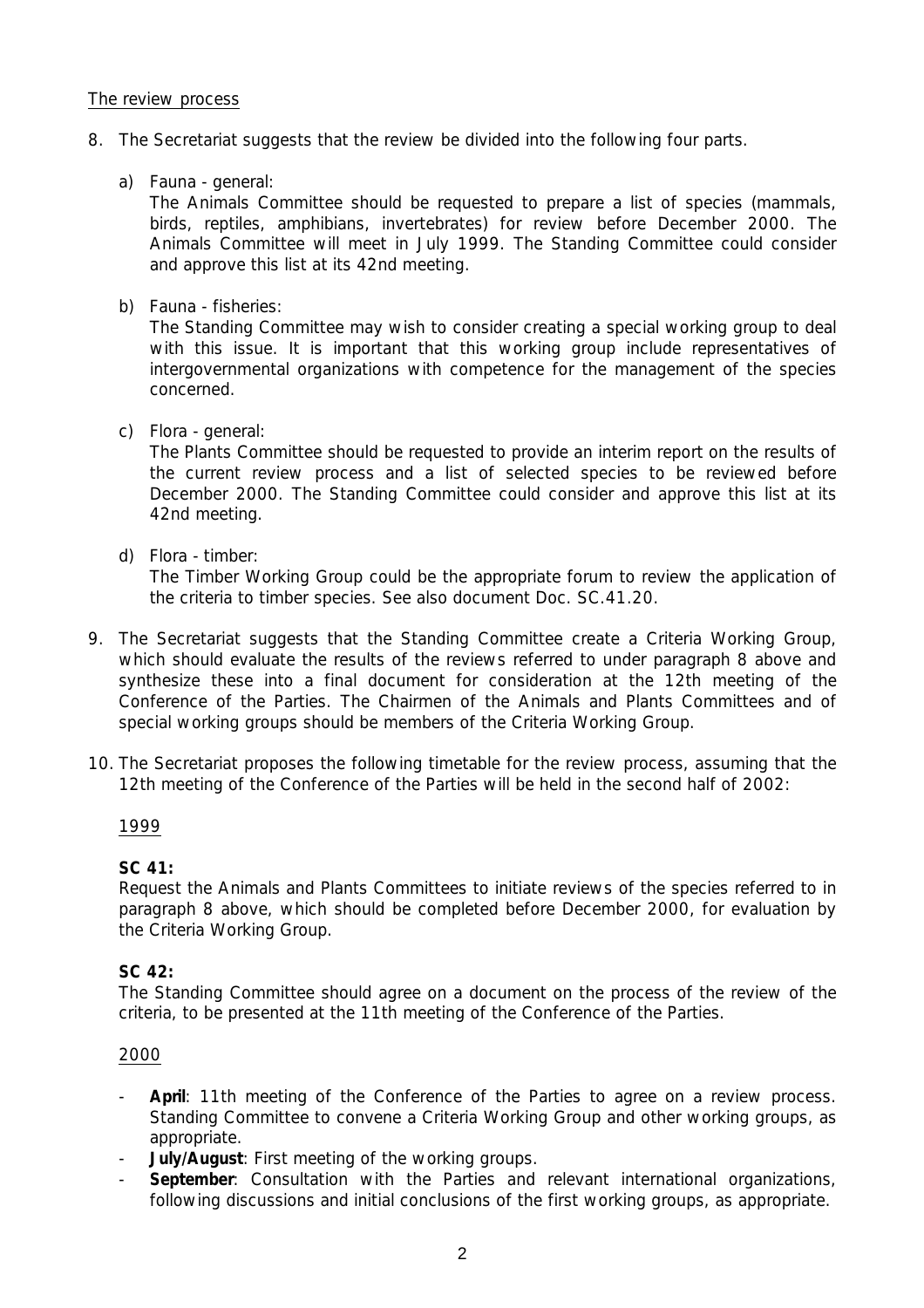The review process

8. The Secretariat suggests that the review be divided into the following four parts.

   a) Fauna - general:
      The Animals Committee should be requested to prepare a list of species (mammals, birds, reptiles, amphibians, invertebrates) for review before December 2000. The Animals Committee will meet in July 1999. The Standing Committee could consider and approve this list at its 42nd meeting.

   b) Fauna - fisheries:
      The Standing Committee may wish to consider creating a special working group to deal with this issue. It is important that this working group include representatives of intergovernmental organizations with competence for the management of the species concerned.

   c) Flora - general:
      The Plants Committee should be requested to provide an interim report on the results of the current review process and a list of selected species to be reviewed before December 2000. The Standing Committee could consider and approve this list at its 42nd meeting.

   d) Flora - timber:
      The Timber Working Group could be the appropriate forum to review the application of the criteria to timber species. See also document Doc. SC.41.20.

9. The Secretariat suggests that the Standing Committee create a Criteria Working Group, which should evaluate the results of the reviews referred to under paragraph 8 above and synthesize these into a final document for consideration at the 12th meeting of the Conference of the Parties. The Chairmen of the Animals and Plants Committees and of special working groups should be members of the Criteria Working Group.

10. The Secretariat proposes the following timetable for the review process, assuming that the 12th meeting of the Conference of the Parties will be held in the second half of 2002:

1999

**SC 41:**
Request the Animals and Plants Committees to initiate reviews of the species referred to in paragraph 8 above, which should be completed before December 2000, for evaluation by the Criteria Working Group.

**SC 42:**
The Standing Committee should agree on a document on the process of the review of the criteria, to be presented at the 11th meeting of the Conference of the Parties.

2000

- **April**: 11th meeting of the Conference of the Parties to agree on a review process. Standing Committee to convene a Criteria Working Group and other working groups, as appropriate.
- **July/August**: First meeting of the working groups.
- **September**: Consultation with the Parties and relevant international organizations, following discussions and initial conclusions of the first working groups, as appropriate.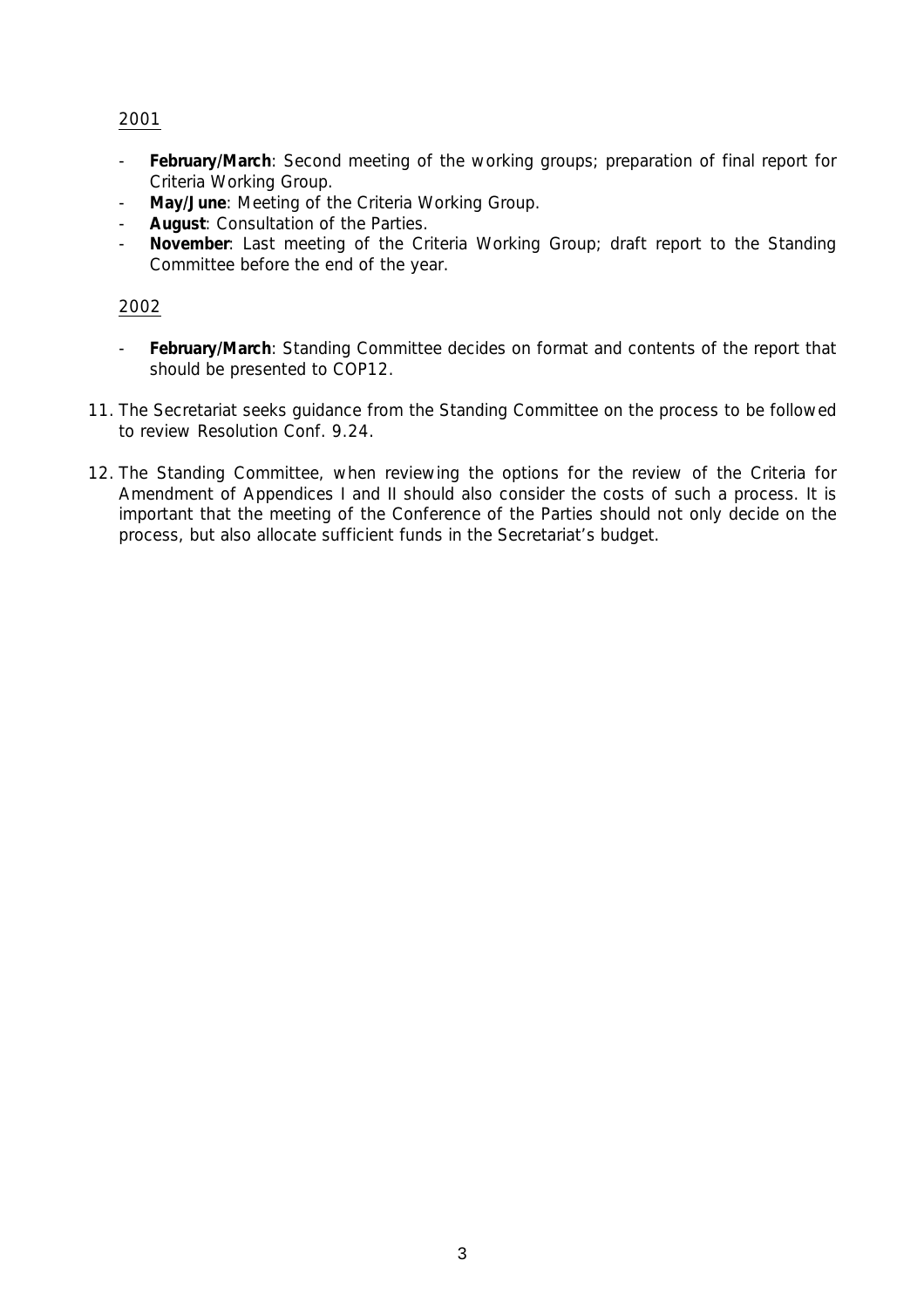2001

- **February/March**: Second meeting of the working groups; preparation of final report for Criteria Working Group.
- **May/June**: Meeting of the Criteria Working Group.
- **August**: Consultation of the Parties.
- **November**: Last meeting of the Criteria Working Group; draft report to the Standing Committee before the end of the year.

2002

- **February/March**: Standing Committee decides on format and contents of the report that should be presented to COP12.

11. The Secretariat seeks guidance from the Standing Committee on the process to be followed to review Resolution Conf. 9.24.

12. The Standing Committee, when reviewing the options for the review of the Criteria for Amendment of Appendices I and II should also consider the costs of such a process. It is important that the meeting of the Conference of the Parties should not only decide on the process, but also allocate sufficient funds in the Secretariat's budget.